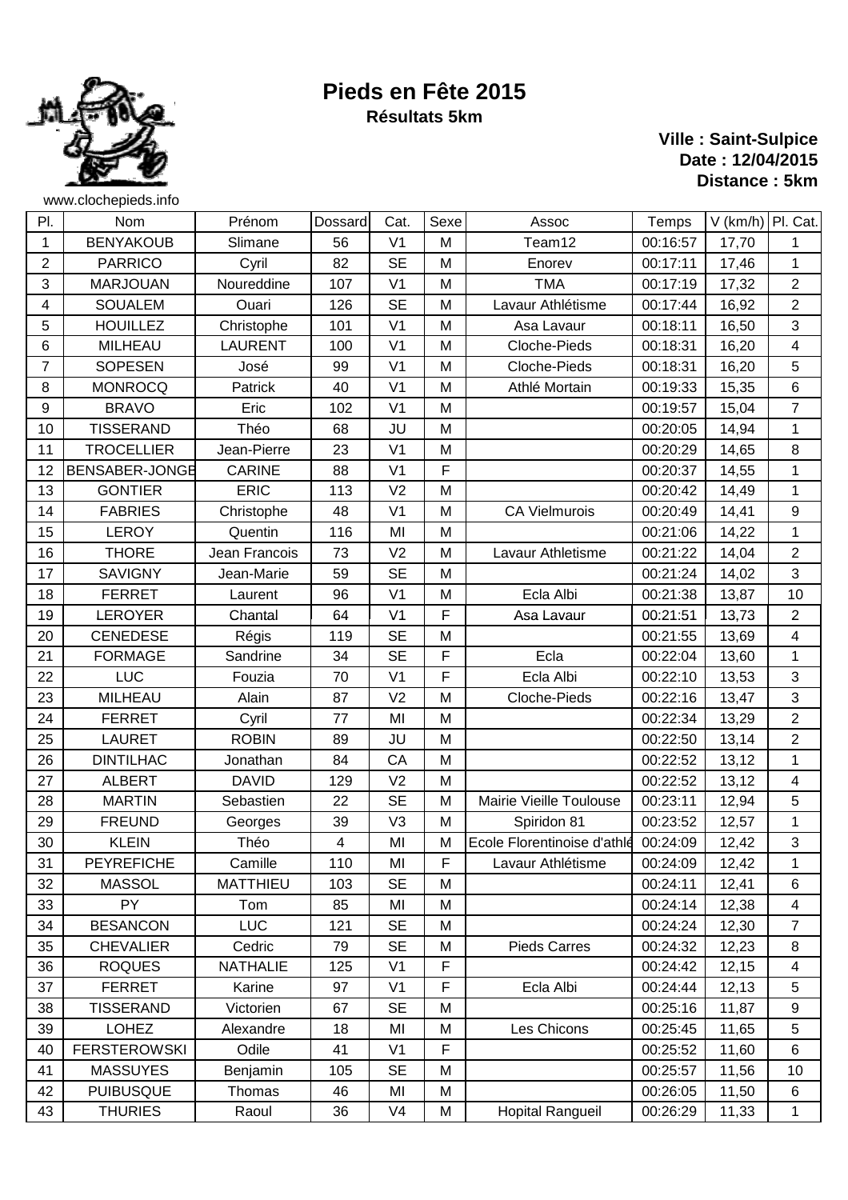# Pieds en Fête 2015

## Résultats 5km

www.clochepieds.info

**Ville : Saint-Sulpice**
**Date : 12/04/2015**
**Distance : 5km**

| Pl. | Nom | Prénom | Dossard | Cat. | Sexe | Assoc | Temps | V (km/h) | Pl. Cat. |
|---|---|---|---|---|---|---|---|---|---|
| 1 | BENYAKOUB | Slimane | 56 | V1 | M | Team12 | 00:16:57 | 17,70 | 1 |
| 2 | PARRICO | Cyril | 82 | SE | M | Enorev | 00:17:11 | 17,46 | 1 |
| 3 | MARJOUAN | Noureddine | 107 | V1 | M | TMA | 00:17:19 | 17,32 | 2 |
| 4 | SOUALEM | Ouari | 126 | SE | M | Lavaur Athlétisme | 00:17:44 | 16,92 | 2 |
| 5 | HOUILLEZ | Christophe | 101 | V1 | M | Asa Lavaur | 00:18:11 | 16,50 | 3 |
| 6 | MILHEAU | LAURENT | 100 | V1 | M | Cloche-Pieds | 00:18:31 | 16,20 | 4 |
| 7 | SOPESEN | José | 99 | V1 | M | Cloche-Pieds | 00:18:31 | 16,20 | 5 |
| 8 | MONROCQ | Patrick | 40 | V1 | M | Athlé Mortain | 00:19:33 | 15,35 | 6 |
| 9 | BRAVO | Eric | 102 | V1 | M | | 00:19:57 | 15,04 | 7 |
| 10 | TISSERAND | Théo | 68 | JU | M | | 00:20:05 | 14,94 | 1 |
| 11 | TROCELLIER | Jean-Pierre | 23 | V1 | M | | 00:20:29 | 14,65 | 8 |
| 12 | BENSABER-JONGB | CARINE | 88 | V1 | F | | 00:20:37 | 14,55 | 1 |
| 13 | GONTIER | ERIC | 113 | V2 | M | | 00:20:42 | 14,49 | 1 |
| 14 | FABRIES | Christophe | 48 | V1 | M | CA Vielmurois | 00:20:49 | 14,41 | 9 |
| 15 | LEROY | Quentin | 116 | MI | M | | 00:21:06 | 14,22 | 1 |
| 16 | THORE | Jean Francois | 73 | V2 | M | Lavaur Athletisme | 00:21:22 | 14,04 | 2 |
| 17 | SAVIGNY | Jean-Marie | 59 | SE | M | | 00:21:24 | 14,02 | 3 |
| 18 | FERRET | Laurent | 96 | V1 | M | Ecla Albi | 00:21:38 | 13,87 | 10 |
| 19 | LEROYER | Chantal | 64 | V1 | F | Asa Lavaur | 00:21:51 | 13,73 | 2 |
| 20 | CENEDESE | Régis | 119 | SE | M | | 00:21:55 | 13,69 | 4 |
| 21 | FORMAGE | Sandrine | 34 | SE | F | Ecla | 00:22:04 | 13,60 | 1 |
| 22 | LUC | Fouzia | 70 | V1 | F | Ecla Albi | 00:22:10 | 13,53 | 3 |
| 23 | MILHEAU | Alain | 87 | V2 | M | Cloche-Pieds | 00:22:16 | 13,47 | 3 |
| 24 | FERRET | Cyril | 77 | MI | M | | 00:22:34 | 13,29 | 2 |
| 25 | LAURET | ROBIN | 89 | JU | M | | 00:22:50 | 13,14 | 2 |
| 26 | DINTILHAC | Jonathan | 84 | CA | M | | 00:22:52 | 13,12 | 1 |
| 27 | ALBERT | DAVID | 129 | V2 | M | | 00:22:52 | 13,12 | 4 |
| 28 | MARTIN | Sebastien | 22 | SE | M | Mairie Vieille Toulouse | 00:23:11 | 12,94 | 5 |
| 29 | FREUND | Georges | 39 | V3 | M | Spiridon 81 | 00:23:52 | 12,57 | 1 |
| 30 | KLEIN | Théo | 4 | MI | M | Ecole Florentinoise d'athlé | 00:24:09 | 12,42 | 3 |
| 31 | PEYREFICHE | Camille | 110 | MI | F | Lavaur Athlétisme | 00:24:09 | 12,42 | 1 |
| 32 | MASSOL | MATTHIEU | 103 | SE | M | | 00:24:11 | 12,41 | 6 |
| 33 | PY | Tom | 85 | MI | M | | 00:24:14 | 12,38 | 4 |
| 34 | BESANCON | LUC | 121 | SE | M | | 00:24:24 | 12,30 | 7 |
| 35 | CHEVALIER | Cedric | 79 | SE | M | Pieds Carres | 00:24:32 | 12,23 | 8 |
| 36 | ROQUES | NATHALIE | 125 | V1 | F | | 00:24:42 | 12,15 | 4 |
| 37 | FERRET | Karine | 97 | V1 | F | Ecla Albi | 00:24:44 | 12,13 | 5 |
| 38 | TISSERAND | Victorien | 67 | SE | M | | 00:25:16 | 11,87 | 9 |
| 39 | LOHEZ | Alexandre | 18 | MI | M | Les Chicons | 00:25:45 | 11,65 | 5 |
| 40 | FERSTEROWSKI | Odile | 41 | V1 | F | | 00:25:52 | 11,60 | 6 |
| 41 | MASSUYES | Benjamin | 105 | SE | M | | 00:25:57 | 11,56 | 10 |
| 42 | PUIBUSQUE | Thomas | 46 | MI | M | | 00:26:05 | 11,50 | 6 |
| 43 | THURIES | Raoul | 36 | V4 | M | Hopital Rangueil | 00:26:29 | 11,33 | 1 |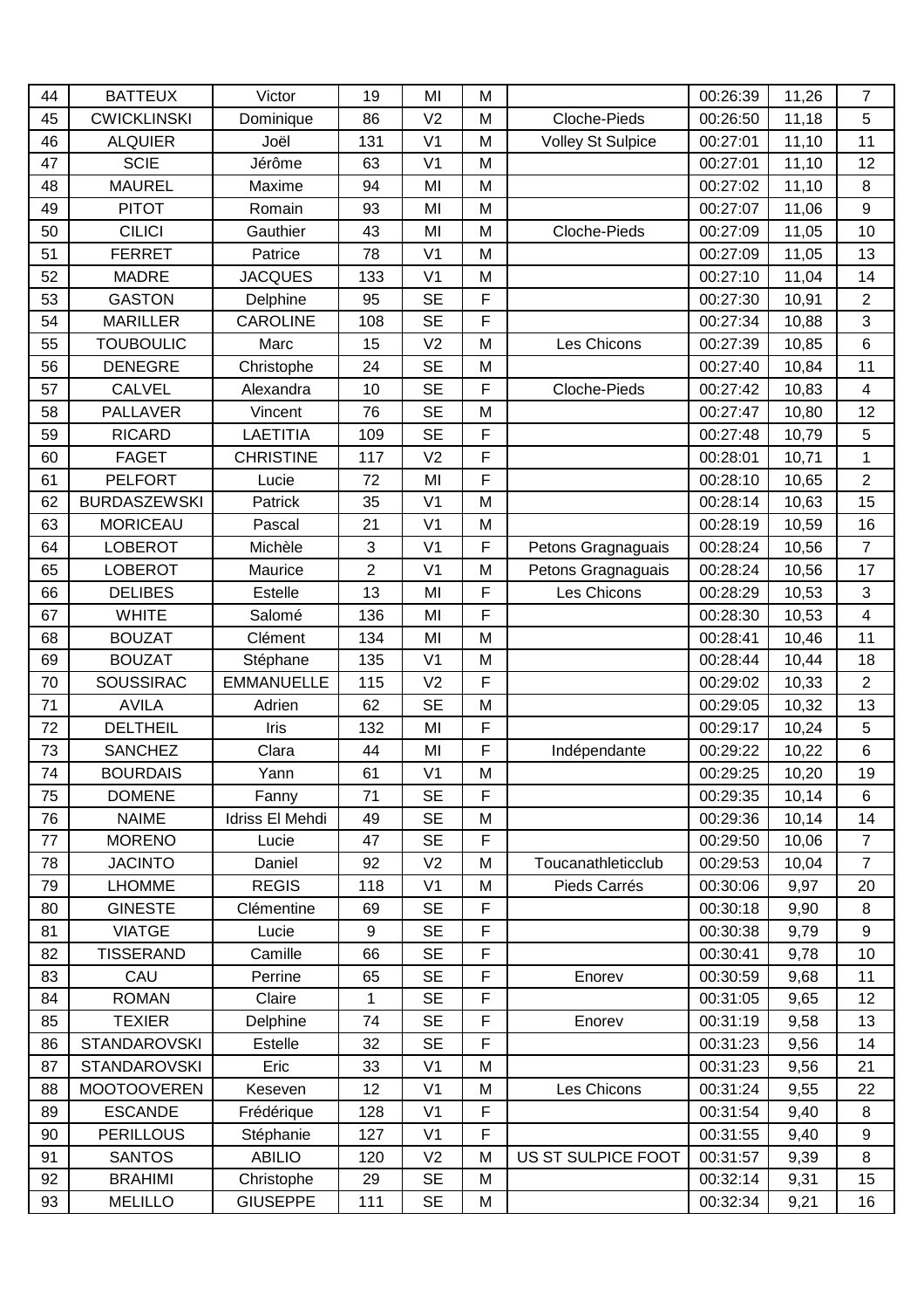| 44 | BATTEUX | Victor | 19 | MI | M | | 00:26:39 | 11,26 | 7 |
|---|---|---|---|---|---|---|---|---|---|
| 45 | CWICKLINSKI | Dominique | 86 | V2 | M | Cloche-Pieds | 00:26:50 | 11,18 | 5 |
| 46 | ALQUIER | Joël | 131 | V1 | M | Volley St Sulpice | 00:27:01 | 11,10 | 11 |
| 47 | SCIE | Jérôme | 63 | V1 | M | | 00:27:01 | 11,10 | 12 |
| 48 | MAUREL | Maxime | 94 | MI | M | | 00:27:02 | 11,10 | 8 |
| 49 | PITOT | Romain | 93 | MI | M | | 00:27:07 | 11,06 | 9 |
| 50 | CILICI | Gauthier | 43 | MI | M | Cloche-Pieds | 00:27:09 | 11,05 | 10 |
| 51 | FERRET | Patrice | 78 | V1 | M | | 00:27:09 | 11,05 | 13 |
| 52 | MADRE | JACQUES | 133 | V1 | M | | 00:27:10 | 11,04 | 14 |
| 53 | GASTON | Delphine | 95 | SE | F | | 00:27:30 | 10,91 | 2 |
| 54 | MARILLER | CAROLINE | 108 | SE | F | | 00:27:34 | 10,88 | 3 |
| 55 | TOUBOULIC | Marc | 15 | V2 | M | Les Chicons | 00:27:39 | 10,85 | 6 |
| 56 | DENEGRE | Christophe | 24 | SE | M | | 00:27:40 | 10,84 | 11 |
| 57 | CALVEL | Alexandra | 10 | SE | F | Cloche-Pieds | 00:27:42 | 10,83 | 4 |
| 58 | PALLAVER | Vincent | 76 | SE | M | | 00:27:47 | 10,80 | 12 |
| 59 | RICARD | LAETITIA | 109 | SE | F | | 00:27:48 | 10,79 | 5 |
| 60 | FAGET | CHRISTINE | 117 | V2 | F | | 00:28:01 | 10,71 | 1 |
| 61 | PELFORT | Lucie | 72 | MI | F | | 00:28:10 | 10,65 | 2 |
| 62 | BURDASZEWSKI | Patrick | 35 | V1 | M | | 00:28:14 | 10,63 | 15 |
| 63 | MORICEAU | Pascal | 21 | V1 | M | | 00:28:19 | 10,59 | 16 |
| 64 | LOBEROT | Michèle | 3 | V1 | F | Petons Gragnaguais | 00:28:24 | 10,56 | 7 |
| 65 | LOBEROT | Maurice | 2 | V1 | M | Petons Gragnaguais | 00:28:24 | 10,56 | 17 |
| 66 | DELIBES | Estelle | 13 | MI | F | Les Chicons | 00:28:29 | 10,53 | 3 |
| 67 | WHITE | Salomé | 136 | MI | F | | 00:28:30 | 10,53 | 4 |
| 68 | BOUZAT | Clément | 134 | MI | M | | 00:28:41 | 10,46 | 11 |
| 69 | BOUZAT | Stéphane | 135 | V1 | M | | 00:28:44 | 10,44 | 18 |
| 70 | SOUSSIRAC | EMMANUELLE | 115 | V2 | F | | 00:29:02 | 10,33 | 2 |
| 71 | AVILA | Adrien | 62 | SE | M | | 00:29:05 | 10,32 | 13 |
| 72 | DELTHEIL | Iris | 132 | MI | F | | 00:29:17 | 10,24 | 5 |
| 73 | SANCHEZ | Clara | 44 | MI | F | Indépendante | 00:29:22 | 10,22 | 6 |
| 74 | BOURDAIS | Yann | 61 | V1 | M | | 00:29:25 | 10,20 | 19 |
| 75 | DOMENE | Fanny | 71 | SE | F | | 00:29:35 | 10,14 | 6 |
| 76 | NAIME | Idriss El Mehdi | 49 | SE | M | | 00:29:36 | 10,14 | 14 |
| 77 | MORENO | Lucie | 47 | SE | F | | 00:29:50 | 10,06 | 7 |
| 78 | JACINTO | Daniel | 92 | V2 | M | Toucanathleticclub | 00:29:53 | 10,04 | 7 |
| 79 | LHOMME | REGIS | 118 | V1 | M | Pieds Carrés | 00:30:06 | 9,97 | 20 |
| 80 | GINESTE | Clémentine | 69 | SE | F | | 00:30:18 | 9,90 | 8 |
| 81 | VIATGE | Lucie | 9 | SE | F | | 00:30:38 | 9,79 | 9 |
| 82 | TISSERAND | Camille | 66 | SE | F | | 00:30:41 | 9,78 | 10 |
| 83 | CAU | Perrine | 65 | SE | F | Enorev | 00:30:59 | 9,68 | 11 |
| 84 | ROMAN | Claire | 1 | SE | F | | 00:31:05 | 9,65 | 12 |
| 85 | TEXIER | Delphine | 74 | SE | F | Enorev | 00:31:19 | 9,58 | 13 |
| 86 | STANDAROVSKI | Estelle | 32 | SE | F | | 00:31:23 | 9,56 | 14 |
| 87 | STANDAROVSKI | Eric | 33 | V1 | M | | 00:31:23 | 9,56 | 21 |
| 88 | MOOTOOVEREN | Keseven | 12 | V1 | M | Les Chicons | 00:31:24 | 9,55 | 22 |
| 89 | ESCANDE | Frédérique | 128 | V1 | F | | 00:31:54 | 9,40 | 8 |
| 90 | PERILLOUS | Stéphanie | 127 | V1 | F | | 00:31:55 | 9,40 | 9 |
| 91 | SANTOS | ABILIO | 120 | V2 | M | US ST SULPICE FOOT | 00:31:57 | 9,39 | 8 |
| 92 | BRAHIMI | Christophe | 29 | SE | M | | 00:32:14 | 9,31 | 15 |
| 93 | MELILLO | GIUSEPPE | 111 | SE | M | | 00:32:34 | 9,21 | 16 |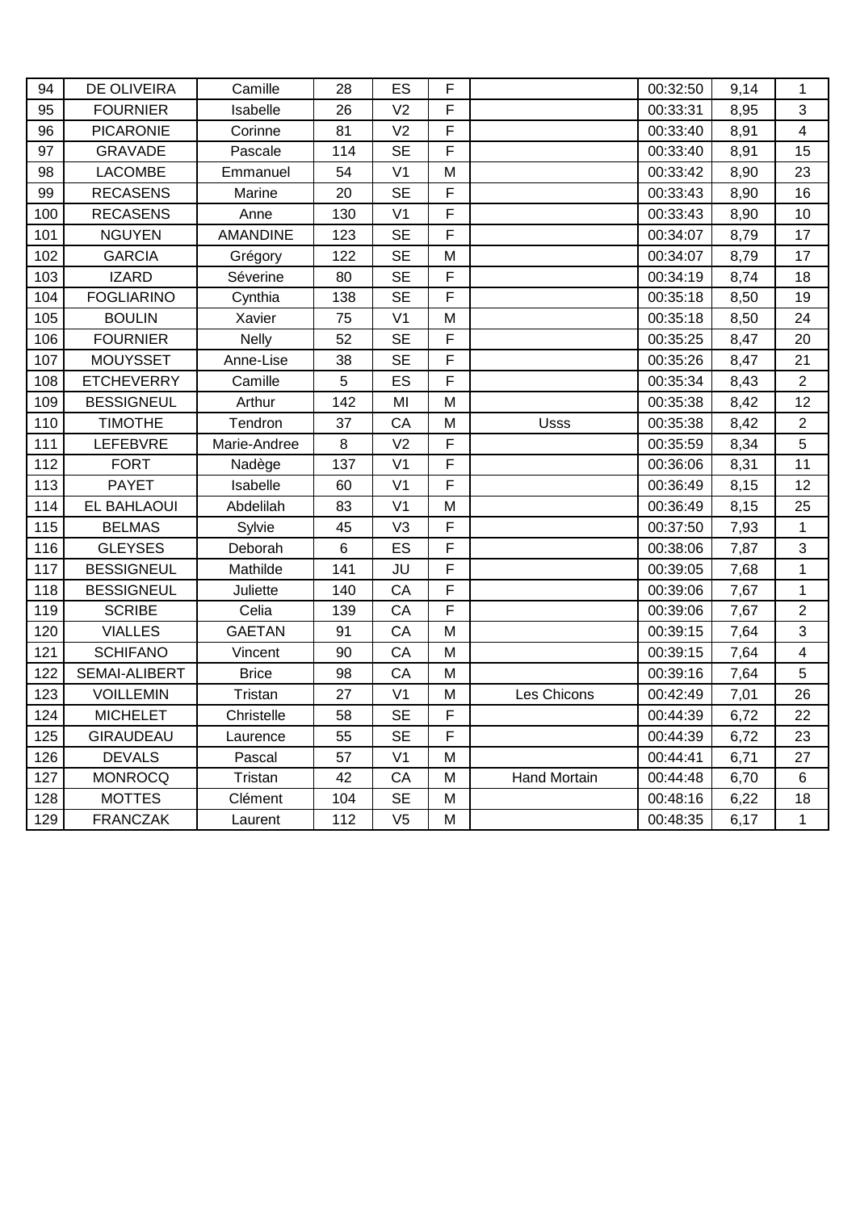| | | | | | | | | | |
|---|---|---|---|---|---|---|---|---|---|
| 94 | DE OLIVEIRA | Camille | 28 | ES | F | | 00:32:50 | 9,14 | 1 |
| 95 | FOURNIER | Isabelle | 26 | V2 | F | | 00:33:31 | 8,95 | 3 |
| 96 | PICARONIE | Corinne | 81 | V2 | F | | 00:33:40 | 8,91 | 4 |
| 97 | GRAVADE | Pascale | 114 | SE | F | | 00:33:40 | 8,91 | 15 |
| 98 | LACOMBE | Emmanuel | 54 | V1 | M | | 00:33:42 | 8,90 | 23 |
| 99 | RECASENS | Marine | 20 | SE | F | | 00:33:43 | 8,90 | 16 |
| 100 | RECASENS | Anne | 130 | V1 | F | | 00:33:43 | 8,90 | 10 |
| 101 | NGUYEN | AMANDINE | 123 | SE | F | | 00:34:07 | 8,79 | 17 |
| 102 | GARCIA | Grégory | 122 | SE | M | | 00:34:07 | 8,79 | 17 |
| 103 | IZARD | Séverine | 80 | SE | F | | 00:34:19 | 8,74 | 18 |
| 104 | FOGLIARINO | Cynthia | 138 | SE | F | | 00:35:18 | 8,50 | 19 |
| 105 | BOULIN | Xavier | 75 | V1 | M | | 00:35:18 | 8,50 | 24 |
| 106 | FOURNIER | Nelly | 52 | SE | F | | 00:35:25 | 8,47 | 20 |
| 107 | MOUYSSET | Anne-Lise | 38 | SE | F | | 00:35:26 | 8,47 | 21 |
| 108 | ETCHEVERRY | Camille | 5 | ES | F | | 00:35:34 | 8,43 | 2 |
| 109 | BESSIGNEUL | Arthur | 142 | MI | M | | 00:35:38 | 8,42 | 12 |
| 110 | TIMOTHE | Tendron | 37 | CA | M | Usss | 00:35:38 | 8,42 | 2 |
| 111 | LEFEBVRE | Marie-Andree | 8 | V2 | F | | 00:35:59 | 8,34 | 5 |
| 112 | FORT | Nadège | 137 | V1 | F | | 00:36:06 | 8,31 | 11 |
| 113 | PAYET | Isabelle | 60 | V1 | F | | 00:36:49 | 8,15 | 12 |
| 114 | EL BAHLAOUI | Abdelilah | 83 | V1 | M | | 00:36:49 | 8,15 | 25 |
| 115 | BELMAS | Sylvie | 45 | V3 | F | | 00:37:50 | 7,93 | 1 |
| 116 | GLEYSES | Deborah | 6 | ES | F | | 00:38:06 | 7,87 | 3 |
| 117 | BESSIGNEUL | Mathilde | 141 | JU | F | | 00:39:05 | 7,68 | 1 |
| 118 | BESSIGNEUL | Juliette | 140 | CA | F | | 00:39:06 | 7,67 | 1 |
| 119 | SCRIBE | Celia | 139 | CA | F | | 00:39:06 | 7,67 | 2 |
| 120 | VIALLES | GAETAN | 91 | CA | M | | 00:39:15 | 7,64 | 3 |
| 121 | SCHIFANO | Vincent | 90 | CA | M | | 00:39:15 | 7,64 | 4 |
| 122 | SEMAI-ALIBERT | Brice | 98 | CA | M | | 00:39:16 | 7,64 | 5 |
| 123 | VOILLEMIN | Tristan | 27 | V1 | M | Les Chicons | 00:42:49 | 7,01 | 26 |
| 124 | MICHELET | Christelle | 58 | SE | F | | 00:44:39 | 6,72 | 22 |
| 125 | GIRAUDEAU | Laurence | 55 | SE | F | | 00:44:39 | 6,72 | 23 |
| 126 | DEVALS | Pascal | 57 | V1 | M | | 00:44:41 | 6,71 | 27 |
| 127 | MONROCQ | Tristan | 42 | CA | M | Hand Mortain | 00:44:48 | 6,70 | 6 |
| 128 | MOTTES | Clément | 104 | SE | M | | 00:48:16 | 6,22 | 18 |
| 129 | FRANCZAK | Laurent | 112 | V5 | M | | 00:48:35 | 6,17 | 1 |